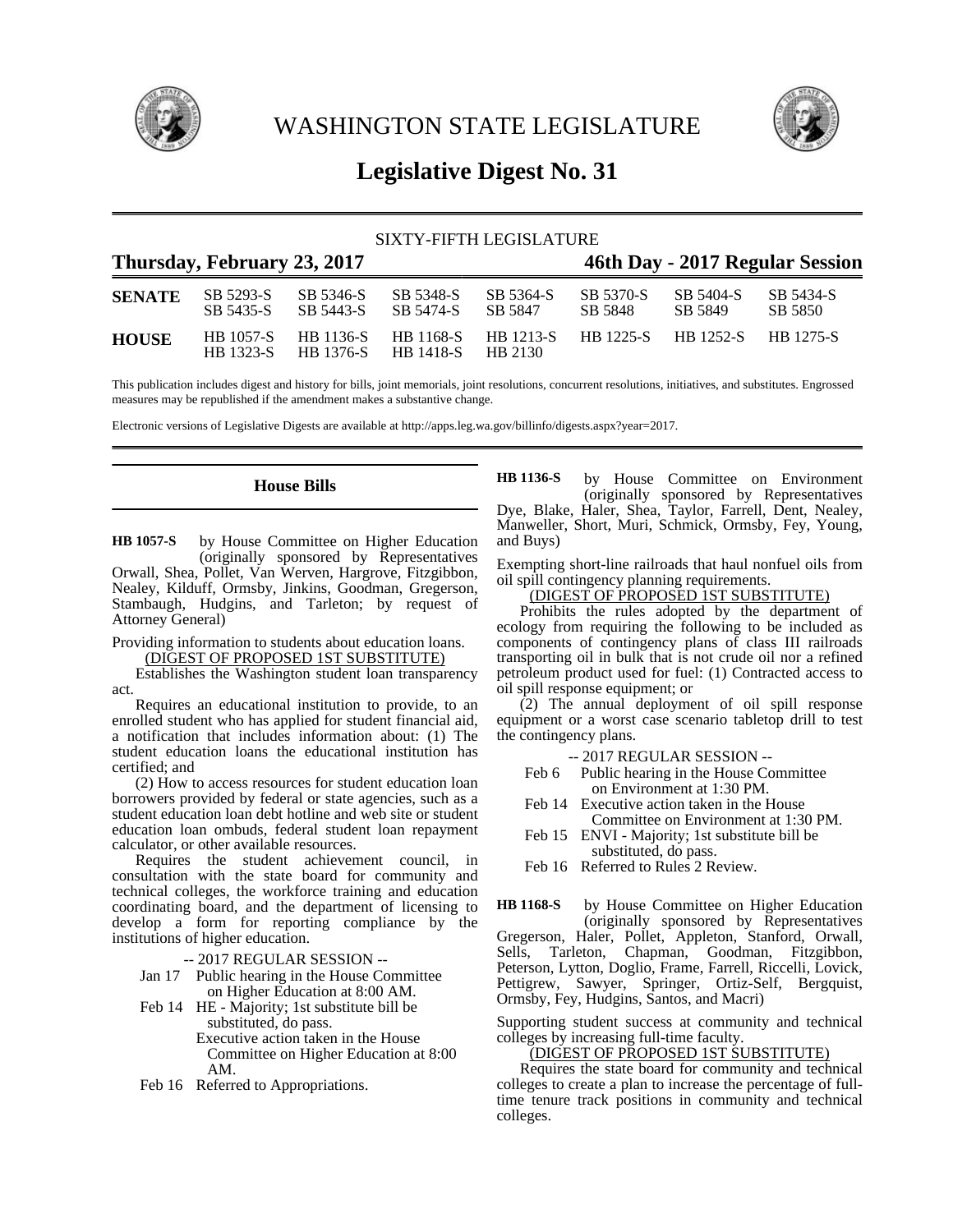# WASHINGTON STATE LEGISLATURE

# Legislative Digest No. 31

SIXTY-FIFTH LEGISLATURE

**Thursday, February 23, 2017** — **46th Day - 2017 Regular Session**

| | | | | | | | |
|---|---|---|---|---|---|---|---|
| **SENATE** | SB 5293-S | SB 5346-S | SB 5348-S | SB 5364-S | SB 5370-S | SB 5404-S | SB 5434-S |
| | SB 5435-S | SB 5443-S | SB 5474-S | SB 5847 | SB 5848 | SB 5849 | SB 5850 |
| **HOUSE** | HB 1057-S | HB 1136-S | HB 1168-S | HB 1213-S | HB 1225-S | HB 1252-S | HB 1275-S |
| | HB 1323-S | HB 1376-S | HB 1418-S | HB 2130 | | | |

This publication includes digest and history for bills, joint memorials, joint resolutions, concurrent resolutions, initiatives, and substitutes. Engrossed measures may be republished if the amendment makes a substantive change.

Electronic versions of Legislative Digests are available at http://apps.leg.wa.gov/billinfo/digests.aspx?year=2017.

## House Bills

**HB 1057-S** by House Committee on Higher Education (originally sponsored by Representatives Orwall, Shea, Pollet, Van Werven, Hargrove, Fitzgibbon, Nealey, Kilduff, Ormsby, Jinkins, Goodman, Gregerson, Stambaugh, Hudgins, and Tarleton; by request of Attorney General)

Providing information to students about education loans.

(DIGEST OF PROPOSED 1ST SUBSTITUTE)

Establishes the Washington student loan transparency act.

Requires an educational institution to provide, to an enrolled student who has applied for student financial aid, a notification that includes information about: (1) The student education loans the educational institution has certified; and

(2) How to access resources for student education loan borrowers provided by federal or state agencies, such as a student education loan debt hotline and web site or student education loan ombuds, federal student loan repayment calculator, or other available resources.

Requires the student achievement council, in consultation with the state board for community and technical colleges, the workforce training and education coordinating board, and the department of licensing to develop a form for reporting compliance by the institutions of higher education.

-- 2017 REGULAR SESSION --

Jan 17 Public hearing in the House Committee on Higher Education at 8:00 AM.

Feb 14 HE - Majority; 1st substitute bill be substituted, do pass.
Executive action taken in the House Committee on Higher Education at 8:00 AM.

Feb 16 Referred to Appropriations.

**HB 1136-S** by House Committee on Environment (originally sponsored by Representatives Dye, Blake, Haler, Shea, Taylor, Farrell, Dent, Nealey, Manweller, Short, Muri, Schmick, Ormsby, Fey, Young, and Buys)

Exempting short-line railroads that haul nonfuel oils from oil spill contingency planning requirements.

(DIGEST OF PROPOSED 1ST SUBSTITUTE)

Prohibits the rules adopted by the department of ecology from requiring the following to be included as components of contingency plans of class III railroads transporting oil in bulk that is not crude oil nor a refined petroleum product used for fuel: (1) Contracted access to oil spill response equipment; or

(2) The annual deployment of oil spill response equipment or a worst case scenario tabletop drill to test the contingency plans.

-- 2017 REGULAR SESSION --

Feb 6 Public hearing in the House Committee on Environment at 1:30 PM.

Feb 14 Executive action taken in the House Committee on Environment at 1:30 PM.

Feb 15 ENVI - Majority; 1st substitute bill be substituted, do pass.

Feb 16 Referred to Rules 2 Review.

**HB 1168-S** by House Committee on Higher Education (originally sponsored by Representatives Gregerson, Haler, Pollet, Appleton, Stanford, Orwall, Sells, Tarleton, Chapman, Goodman, Fitzgibbon, Peterson, Lytton, Doglio, Frame, Farrell, Riccelli, Lovick, Pettigrew, Sawyer, Springer, Ortiz-Self, Bergquist, Ormsby, Fey, Hudgins, Santos, and Macri)

Supporting student success at community and technical colleges by increasing full-time faculty.

(DIGEST OF PROPOSED 1ST SUBSTITUTE)

Requires the state board for community and technical colleges to create a plan to increase the percentage of full-time tenure track positions in community and technical colleges.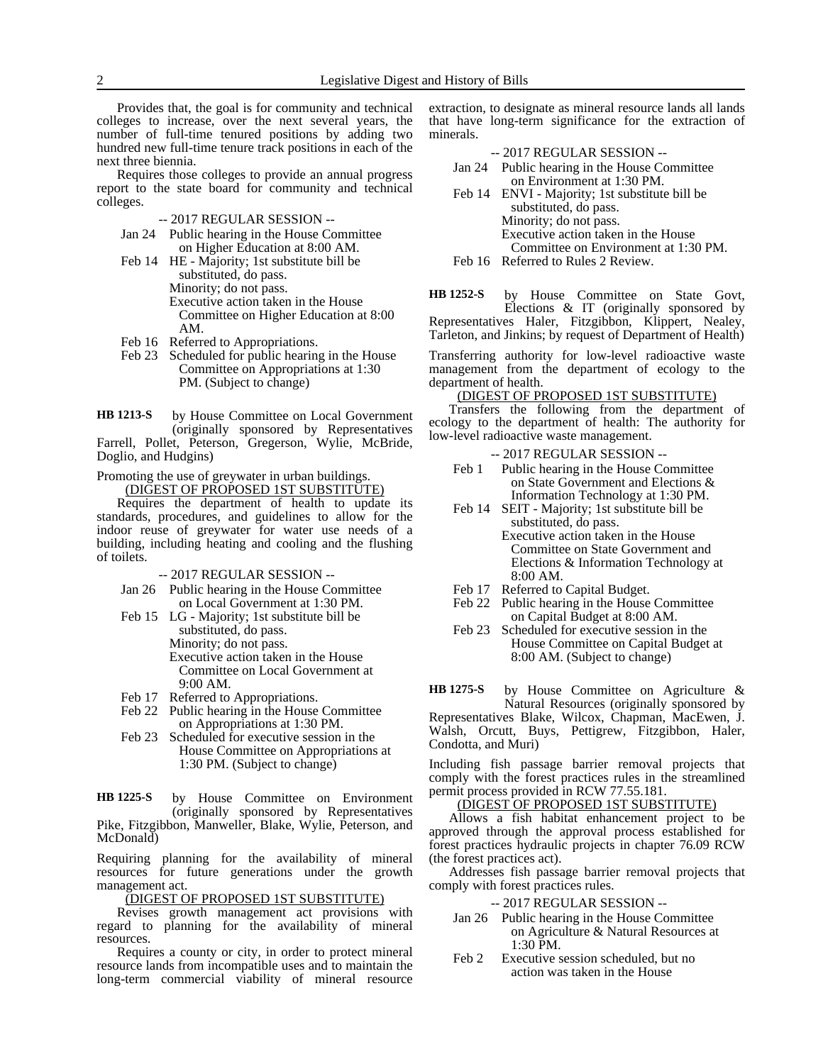Provides that, the goal is for community and technical colleges to increase, over the next several years, the number of full-time tenured positions by adding two hundred new full-time tenure track positions in each of the next three biennia.

Requires those colleges to provide an annual progress report to the state board for community and technical colleges.

-- 2017 REGULAR SESSION --

- Jan 24 Public hearing in the House Committee on Higher Education at 8:00 AM.
- Feb 14 HE - Majority; 1st substitute bill be substituted, do pass.
  Minority; do not pass.
  Executive action taken in the House Committee on Higher Education at 8:00 AM.
- Feb 16 Referred to Appropriations.
- Feb 23 Scheduled for public hearing in the House Committee on Appropriations at 1:30 PM. (Subject to change)

**HB 1213-S** by House Committee on Local Government (originally sponsored by Representatives Farrell, Pollet, Peterson, Gregerson, Wylie, McBride, Doglio, and Hudgins)

Promoting the use of greywater in urban buildings.

(DIGEST OF PROPOSED 1ST SUBSTITUTE)

Requires the department of health to update its standards, procedures, and guidelines to allow for the indoor reuse of greywater for water use needs of a building, including heating and cooling and the flushing of toilets.

-- 2017 REGULAR SESSION --

- Jan 26 Public hearing in the House Committee on Local Government at 1:30 PM.
- Feb 15 LG - Majority; 1st substitute bill be substituted, do pass.
  Minority; do not pass.
  Executive action taken in the House Committee on Local Government at 9:00 AM.
- Feb 17 Referred to Appropriations.
- Feb 22 Public hearing in the House Committee on Appropriations at 1:30 PM.
- Feb 23 Scheduled for executive session in the House Committee on Appropriations at 1:30 PM. (Subject to change)

**HB 1225-S** by House Committee on Environment (originally sponsored by Representatives Pike, Fitzgibbon, Manweller, Blake, Wylie, Peterson, and McDonald)

Requiring planning for the availability of mineral resources for future generations under the growth management act.

(DIGEST OF PROPOSED 1ST SUBSTITUTE)

Revises growth management act provisions with regard to planning for the availability of mineral resources.

Requires a county or city, in order to protect mineral resource lands from incompatible uses and to maintain the long-term commercial viability of mineral resource extraction, to designate as mineral resource lands all lands that have long-term significance for the extraction of minerals.

-- 2017 REGULAR SESSION --

- Jan 24 Public hearing in the House Committee on Environment at 1:30 PM.
- Feb 14 ENVI - Majority; 1st substitute bill be substituted, do pass.
  Minority; do not pass.
  Executive action taken in the House Committee on Environment at 1:30 PM.
- Feb 16 Referred to Rules 2 Review.

**HB 1252-S** by House Committee on State Govt, Elections & IT (originally sponsored by Representatives Haler, Fitzgibbon, Klippert, Nealey, Tarleton, and Jinkins; by request of Department of Health)

Transferring authority for low-level radioactive waste management from the department of ecology to the department of health.

(DIGEST OF PROPOSED 1ST SUBSTITUTE)

Transfers the following from the department of ecology to the department of health: The authority for low-level radioactive waste management.

-- 2017 REGULAR SESSION --

- Feb 1 Public hearing in the House Committee on State Government and Elections & Information Technology at 1:30 PM.
- Feb 14 SEIT - Majority; 1st substitute bill be substituted, do pass.
  Executive action taken in the House Committee on State Government and Elections & Information Technology at 8:00 AM.
- Feb 17 Referred to Capital Budget.
- Feb 22 Public hearing in the House Committee on Capital Budget at 8:00 AM.
- Feb 23 Scheduled for executive session in the House Committee on Capital Budget at 8:00 AM. (Subject to change)

**HB 1275-S** by House Committee on Agriculture & Natural Resources (originally sponsored by Representatives Blake, Wilcox, Chapman, MacEwen, J. Walsh, Orcutt, Buys, Pettigrew, Fitzgibbon, Haler, Condotta, and Muri)

Including fish passage barrier removal projects that comply with the forest practices rules in the streamlined permit process provided in RCW 77.55.181.

(DIGEST OF PROPOSED 1ST SUBSTITUTE)

Allows a fish habitat enhancement project to be approved through the approval process established for forest practices hydraulic projects in chapter 76.09 RCW (the forest practices act).

Addresses fish passage barrier removal projects that comply with forest practices rules.

-- 2017 REGULAR SESSION --

- Jan 26 Public hearing in the House Committee on Agriculture & Natural Resources at 1:30 PM.
- Feb 2 Executive session scheduled, but no action was taken in the House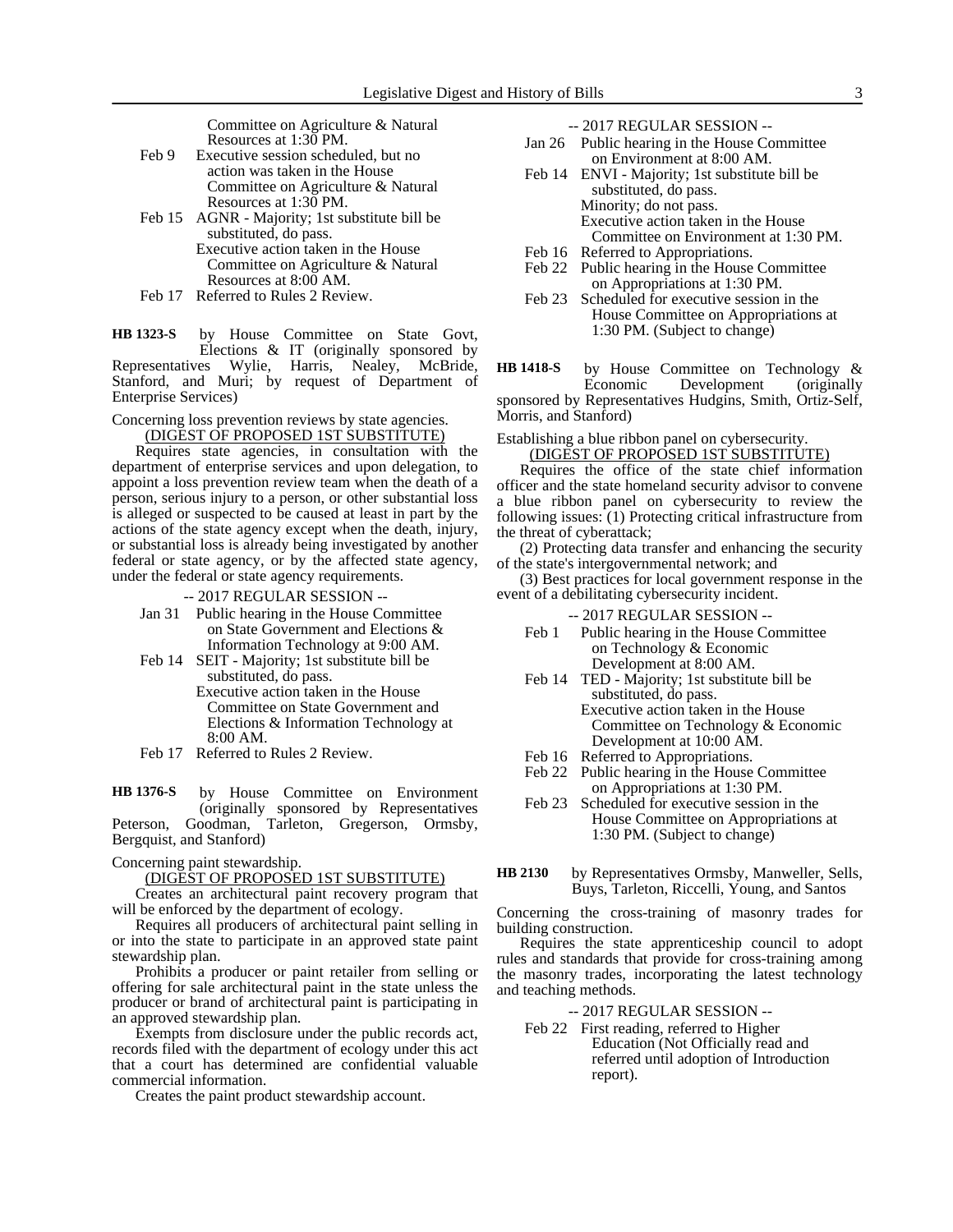Committee on Agriculture & Natural Resources at 1:30 PM.

Feb 9 Executive session scheduled, but no action was taken in the House Committee on Agriculture & Natural Resources at 1:30 PM.

Feb 15 AGNR - Majority; 1st substitute bill be substituted, do pass.
Executive action taken in the House Committee on Agriculture & Natural Resources at 8:00 AM.

Feb 17 Referred to Rules 2 Review.

**HB 1323-S** by House Committee on State Govt, Elections & IT (originally sponsored by Representatives Wylie, Harris, Nealey, McBride, Stanford, and Muri; by request of Department of Enterprise Services)

Concerning loss prevention reviews by state agencies.

(DIGEST OF PROPOSED 1ST SUBSTITUTE)

Requires state agencies, in consultation with the department of enterprise services and upon delegation, to appoint a loss prevention review team when the death of a person, serious injury to a person, or other substantial loss is alleged or suspected to be caused at least in part by the actions of the state agency except when the death, injury, or substantial loss is already being investigated by another federal or state agency, or by the affected state agency, under the federal or state agency requirements.

-- 2017 REGULAR SESSION --

Jan 31 Public hearing in the House Committee on State Government and Elections & Information Technology at 9:00 AM.

Feb 14 SEIT - Majority; 1st substitute bill be substituted, do pass.
Executive action taken in the House Committee on State Government and Elections & Information Technology at 8:00 AM.

Feb 17 Referred to Rules 2 Review.

**HB 1376-S** by House Committee on Environment (originally sponsored by Representatives Peterson, Goodman, Tarleton, Gregerson, Ormsby, Bergquist, and Stanford)

Concerning paint stewardship.

(DIGEST OF PROPOSED 1ST SUBSTITUTE)

Creates an architectural paint recovery program that will be enforced by the department of ecology.

Requires all producers of architectural paint selling in or into the state to participate in an approved state paint stewardship plan.

Prohibits a producer or paint retailer from selling or offering for sale architectural paint in the state unless the producer or brand of architectural paint is participating in an approved stewardship plan.

Exempts from disclosure under the public records act, records filed with the department of ecology under this act that a court has determined are confidential valuable commercial information.

Creates the paint product stewardship account.

-- 2017 REGULAR SESSION --

Jan 26 Public hearing in the House Committee on Environment at 8:00 AM.

Feb 14 ENVI - Majority; 1st substitute bill be substituted, do pass.
Minority; do not pass.
Executive action taken in the House Committee on Environment at 1:30 PM.

Feb 16 Referred to Appropriations.

Feb 22 Public hearing in the House Committee on Appropriations at 1:30 PM.

Feb 23 Scheduled for executive session in the House Committee on Appropriations at 1:30 PM. (Subject to change)

**HB 1418-S** by House Committee on Technology & Economic Development (originally sponsored by Representatives Hudgins, Smith, Ortiz-Self, Morris, and Stanford)

Establishing a blue ribbon panel on cybersecurity.

(DIGEST OF PROPOSED 1ST SUBSTITUTE)

Requires the office of the state chief information officer and the state homeland security advisor to convene a blue ribbon panel on cybersecurity to review the following issues: (1) Protecting critical infrastructure from the threat of cyberattack;

(2) Protecting data transfer and enhancing the security of the state's intergovernmental network; and

(3) Best practices for local government response in the event of a debilitating cybersecurity incident.

-- 2017 REGULAR SESSION --

Feb 1 Public hearing in the House Committee on Technology & Economic Development at 8:00 AM.

Feb 14 TED - Majority; 1st substitute bill be substituted, do pass.
Executive action taken in the House Committee on Technology & Economic Development at 10:00 AM.

Feb 16 Referred to Appropriations.

Feb 22 Public hearing in the House Committee on Appropriations at 1:30 PM.

Feb 23 Scheduled for executive session in the House Committee on Appropriations at 1:30 PM. (Subject to change)

**HB 2130** by Representatives Ormsby, Manweller, Sells, Buys, Tarleton, Riccelli, Young, and Santos

Concerning the cross-training of masonry trades for building construction.

Requires the state apprenticeship council to adopt rules and standards that provide for cross-training among the masonry trades, incorporating the latest technology and teaching methods.

-- 2017 REGULAR SESSION --

Feb 22 First reading, referred to Higher Education (Not Officially read and referred until adoption of Introduction report).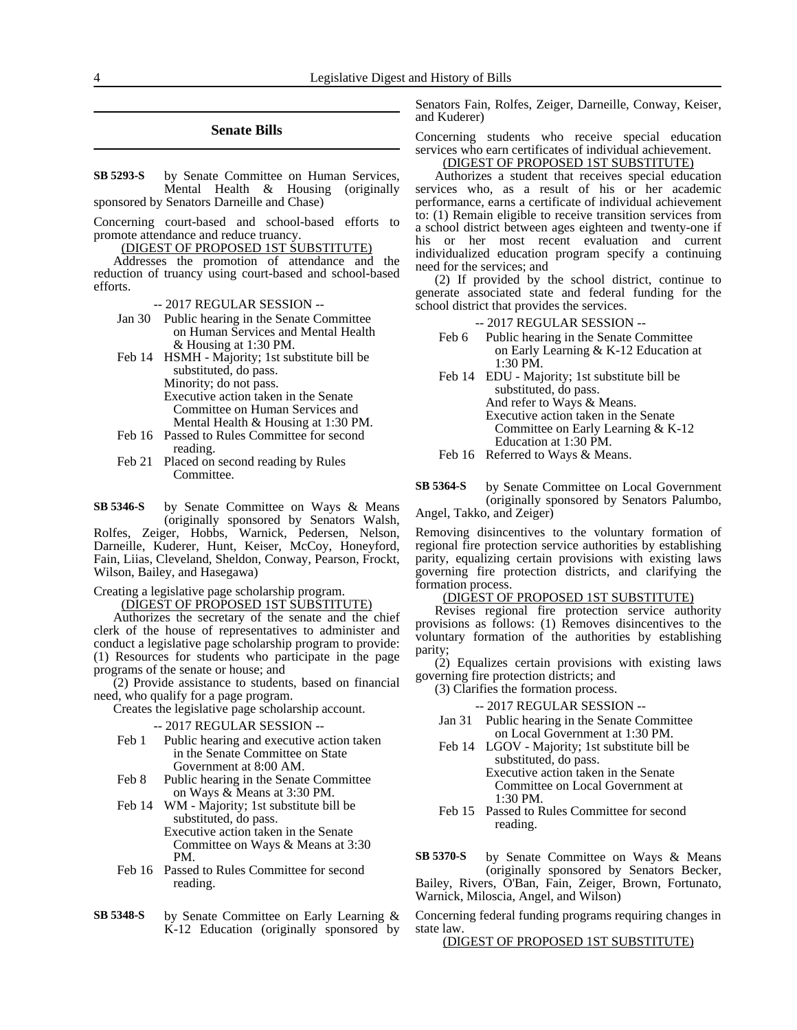## Senate Bills

**SB 5293-S** by Senate Committee on Human Services, Mental Health & Housing (originally sponsored by Senators Darneille and Chase)

Concerning court-based and school-based efforts to promote attendance and reduce truancy.

(DIGEST OF PROPOSED 1ST SUBSTITUTE)

Addresses the promotion of attendance and the reduction of truancy using court-based and school-based efforts.

-- 2017 REGULAR SESSION --

- Jan 30 Public hearing in the Senate Committee on Human Services and Mental Health & Housing at 1:30 PM.
- Feb 14 HSMH - Majority; 1st substitute bill be substituted, do pass.
  Minority; do not pass.
  Executive action taken in the Senate Committee on Human Services and Mental Health & Housing at 1:30 PM.
- Feb 16 Passed to Rules Committee for second reading.
- Feb 21 Placed on second reading by Rules Committee.

**SB 5346-S** by Senate Committee on Ways & Means (originally sponsored by Senators Walsh, Rolfes, Zeiger, Hobbs, Warnick, Pedersen, Nelson, Darneille, Kuderer, Hunt, Keiser, McCoy, Honeyford, Fain, Liias, Cleveland, Sheldon, Conway, Pearson, Frockt, Wilson, Bailey, and Hasegawa)

Creating a legislative page scholarship program.

(DIGEST OF PROPOSED 1ST SUBSTITUTE)

Authorizes the secretary of the senate and the chief clerk of the house of representatives to administer and conduct a legislative page scholarship program to provide: (1) Resources for students who participate in the page programs of the senate or house; and

(2) Provide assistance to students, based on financial need, who qualify for a page program.

Creates the legislative page scholarship account.

-- 2017 REGULAR SESSION --

- Feb 1 Public hearing and executive action taken in the Senate Committee on State Government at 8:00 AM.
- Feb 8 Public hearing in the Senate Committee on Ways & Means at 3:30 PM.
- Feb 14 WM - Majority; 1st substitute bill be substituted, do pass.
  Executive action taken in the Senate Committee on Ways & Means at 3:30 PM.
- Feb 16 Passed to Rules Committee for second reading.

**SB 5348-S** by Senate Committee on Early Learning & K-12 Education (originally sponsored by Senators Fain, Rolfes, Zeiger, Darneille, Conway, Keiser, and Kuderer)

Concerning students who receive special education services who earn certificates of individual achievement.

(DIGEST OF PROPOSED 1ST SUBSTITUTE)

Authorizes a student that receives special education services who, as a result of his or her academic performance, earns a certificate of individual achievement to: (1) Remain eligible to receive transition services from a school district between ages eighteen and twenty-one if his or her most recent evaluation and current individualized education program specify a continuing need for the services; and

(2) If provided by the school district, continue to generate associated state and federal funding for the school district that provides the services.

-- 2017 REGULAR SESSION --

- Feb 6 Public hearing in the Senate Committee on Early Learning & K-12 Education at 1:30 PM.
- Feb 14 EDU - Majority; 1st substitute bill be substituted, do pass.
  And refer to Ways & Means.
  Executive action taken in the Senate Committee on Early Learning & K-12 Education at 1:30 PM.
- Feb 16 Referred to Ways & Means.

**SB 5364-S** by Senate Committee on Local Government (originally sponsored by Senators Palumbo, Angel, Takko, and Zeiger)

Removing disincentives to the voluntary formation of regional fire protection service authorities by establishing parity, equalizing certain provisions with existing laws governing fire protection districts, and clarifying the formation process.

(DIGEST OF PROPOSED 1ST SUBSTITUTE)

Revises regional fire protection service authority provisions as follows: (1) Removes disincentives to the voluntary formation of the authorities by establishing parity;

(2) Equalizes certain provisions with existing laws governing fire protection districts; and

(3) Clarifies the formation process.

-- 2017 REGULAR SESSION --

- Jan 31 Public hearing in the Senate Committee on Local Government at 1:30 PM.
- Feb 14 LGOV - Majority; 1st substitute bill be substituted, do pass.
  Executive action taken in the Senate Committee on Local Government at 1:30 PM.
- Feb 15 Passed to Rules Committee for second reading.

**SB 5370-S** by Senate Committee on Ways & Means (originally sponsored by Senators Becker, Bailey, Rivers, O'Ban, Fain, Zeiger, Brown, Fortunato, Warnick, Miloscia, Angel, and Wilson)

Concerning federal funding programs requiring changes in state law.

(DIGEST OF PROPOSED 1ST SUBSTITUTE)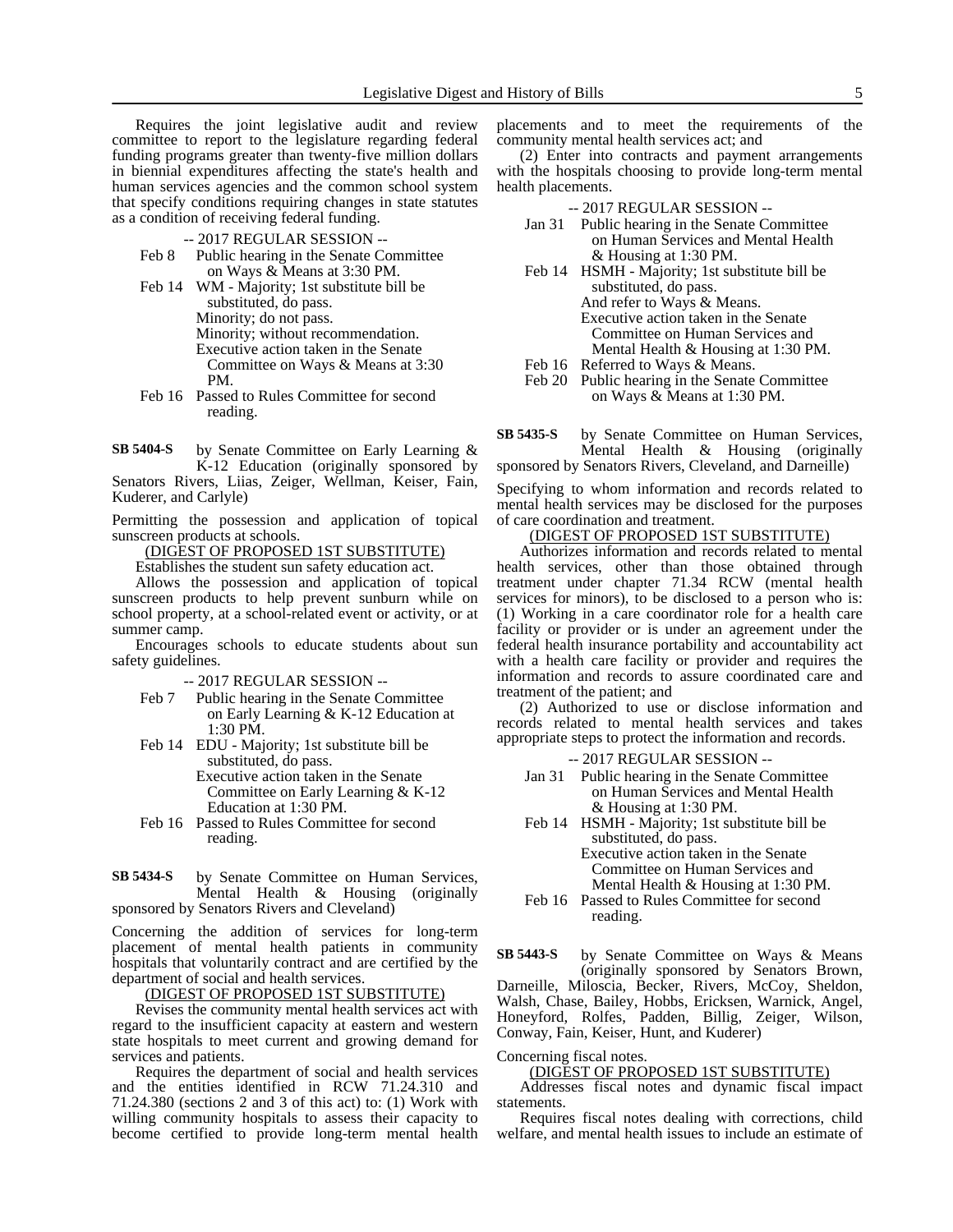Requires the joint legislative audit and review committee to report to the legislature regarding federal funding programs greater than twenty-five million dollars in biennial expenditures affecting the state's health and human services agencies and the common school system that specify conditions requiring changes in state statutes as a condition of receiving federal funding.

-- 2017 REGULAR SESSION --

Feb 8 Public hearing in the Senate Committee on Ways & Means at 3:30 PM.

Feb 14 WM - Majority; 1st substitute bill be substituted, do pass.
Minority; do not pass.
Minority; without recommendation.
Executive action taken in the Senate Committee on Ways & Means at 3:30 PM.

Feb 16 Passed to Rules Committee for second reading.

**SB 5404-S** by Senate Committee on Early Learning & K-12 Education (originally sponsored by Senators Rivers, Liias, Zeiger, Wellman, Keiser, Fain, Kuderer, and Carlyle)

Permitting the possession and application of topical sunscreen products at schools.

(DIGEST OF PROPOSED 1ST SUBSTITUTE)

Establishes the student sun safety education act.

Allows the possession and application of topical sunscreen products to help prevent sunburn while on school property, at a school-related event or activity, or at summer camp.

Encourages schools to educate students about sun safety guidelines.

-- 2017 REGULAR SESSION --

Feb 7 Public hearing in the Senate Committee on Early Learning & K-12 Education at 1:30 PM.

Feb 14 EDU - Majority; 1st substitute bill be substituted, do pass.
Executive action taken in the Senate Committee on Early Learning & K-12 Education at 1:30 PM.

Feb 16 Passed to Rules Committee for second reading.

**SB 5434-S** by Senate Committee on Human Services, Mental Health & Housing (originally sponsored by Senators Rivers and Cleveland)

Concerning the addition of services for long-term placement of mental health patients in community hospitals that voluntarily contract and are certified by the department of social and health services.

(DIGEST OF PROPOSED 1ST SUBSTITUTE)

Revises the community mental health services act with regard to the insufficient capacity at eastern and western state hospitals to meet current and growing demand for services and patients.

Requires the department of social and health services and the entities identified in RCW 71.24.310 and 71.24.380 (sections 2 and 3 of this act) to: (1) Work with willing community hospitals to assess their capacity to become certified to provide long-term mental health placements and to meet the requirements of the community mental health services act; and

(2) Enter into contracts and payment arrangements with the hospitals choosing to provide long-term mental health placements.

-- 2017 REGULAR SESSION --

Jan 31 Public hearing in the Senate Committee on Human Services and Mental Health & Housing at 1:30 PM.

Feb 14 HSMH - Majority; 1st substitute bill be substituted, do pass.
And refer to Ways & Means.
Executive action taken in the Senate Committee on Human Services and Mental Health & Housing at 1:30 PM.

Feb 16 Referred to Ways & Means.

Feb 20 Public hearing in the Senate Committee on Ways & Means at 1:30 PM.

**SB 5435-S** by Senate Committee on Human Services, Mental Health & Housing (originally sponsored by Senators Rivers, Cleveland, and Darneille)

Specifying to whom information and records related to mental health services may be disclosed for the purposes of care coordination and treatment.

(DIGEST OF PROPOSED 1ST SUBSTITUTE)

Authorizes information and records related to mental health services, other than those obtained through treatment under chapter 71.34 RCW (mental health services for minors), to be disclosed to a person who is: (1) Working in a care coordinator role for a health care facility or provider or is under an agreement under the federal health insurance portability and accountability act with a health care facility or provider and requires the information and records to assure coordinated care and treatment of the patient; and

(2) Authorized to use or disclose information and records related to mental health services and takes appropriate steps to protect the information and records.

-- 2017 REGULAR SESSION --

Jan 31 Public hearing in the Senate Committee on Human Services and Mental Health & Housing at 1:30 PM.

Feb 14 HSMH - Majority; 1st substitute bill be substituted, do pass.
Executive action taken in the Senate Committee on Human Services and Mental Health & Housing at 1:30 PM.

Feb 16 Passed to Rules Committee for second reading.

**SB 5443-S** by Senate Committee on Ways & Means (originally sponsored by Senators Brown, Darneille, Miloscia, Becker, Rivers, McCoy, Sheldon, Walsh, Chase, Bailey, Hobbs, Ericksen, Warnick, Angel, Honeyford, Rolfes, Padden, Billig, Zeiger, Wilson, Conway, Fain, Keiser, Hunt, and Kuderer)

Concerning fiscal notes.

(DIGEST OF PROPOSED 1ST SUBSTITUTE)

Addresses fiscal notes and dynamic fiscal impact statements.

Requires fiscal notes dealing with corrections, child welfare, and mental health issues to include an estimate of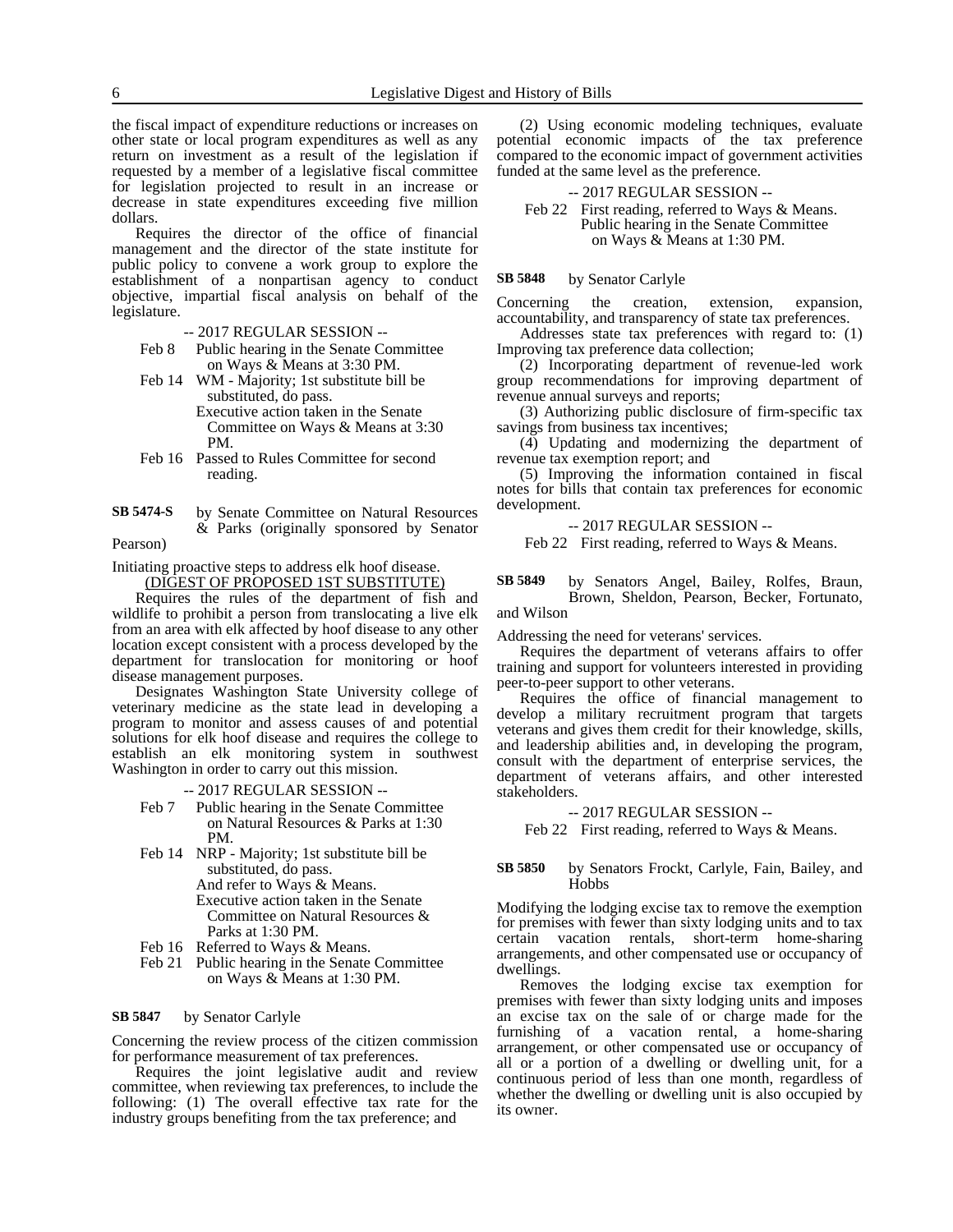the fiscal impact of expenditure reductions or increases on other state or local program expenditures as well as any return on investment as a result of the legislation if requested by a member of a legislative fiscal committee for legislation projected to result in an increase or decrease in state expenditures exceeding five million dollars.

Requires the director of the office of financial management and the director of the state institute for public policy to convene a work group to explore the establishment of a nonpartisan agency to conduct objective, impartial fiscal analysis on behalf of the legislature.

-- 2017 REGULAR SESSION --

Feb 8 Public hearing in the Senate Committee on Ways & Means at 3:30 PM.

Feb 14 WM - Majority; 1st substitute bill be substituted, do pass.
Executive action taken in the Senate Committee on Ways & Means at 3:30 PM.

Feb 16 Passed to Rules Committee for second reading.

**SB 5474-S** by Senate Committee on Natural Resources & Parks (originally sponsored by Senator Pearson)

Initiating proactive steps to address elk hoof disease.

(DIGEST OF PROPOSED 1ST SUBSTITUTE)

Requires the rules of the department of fish and wildlife to prohibit a person from translocating a live elk from an area with elk affected by hoof disease to any other location except consistent with a process developed by the department for translocation for monitoring or hoof disease management purposes.

Designates Washington State University college of veterinary medicine as the state lead in developing a program to monitor and assess causes of and potential solutions for elk hoof disease and requires the college to establish an elk monitoring system in southwest Washington in order to carry out this mission.

-- 2017 REGULAR SESSION --

Feb 7 Public hearing in the Senate Committee on Natural Resources & Parks at 1:30 PM.

Feb 14 NRP - Majority; 1st substitute bill be substituted, do pass.
And refer to Ways & Means.
Executive action taken in the Senate Committee on Natural Resources & Parks at 1:30 PM.

Feb 16 Referred to Ways & Means.

Feb 21 Public hearing in the Senate Committee on Ways & Means at 1:30 PM.

**SB 5847** by Senator Carlyle

Concerning the review process of the citizen commission for performance measurement of tax preferences.

Requires the joint legislative audit and review committee, when reviewing tax preferences, to include the following: (1) The overall effective tax rate for the industry groups benefiting from the tax preference; and

(2) Using economic modeling techniques, evaluate potential economic impacts of the tax preference compared to the economic impact of government activities funded at the same level as the preference.

-- 2017 REGULAR SESSION --

Feb 22 First reading, referred to Ways & Means.
Public hearing in the Senate Committee on Ways & Means at 1:30 PM.

**SB 5848** by Senator Carlyle

Concerning the creation, extension, expansion, accountability, and transparency of state tax preferences.

Addresses state tax preferences with regard to: (1) Improving tax preference data collection;

(2) Incorporating department of revenue-led work group recommendations for improving department of revenue annual surveys and reports;

(3) Authorizing public disclosure of firm-specific tax savings from business tax incentives;

(4) Updating and modernizing the department of revenue tax exemption report; and

(5) Improving the information contained in fiscal notes for bills that contain tax preferences for economic development.

-- 2017 REGULAR SESSION --

Feb 22 First reading, referred to Ways & Means.

**SB 5849** by Senators Angel, Bailey, Rolfes, Braun, Brown, Sheldon, Pearson, Becker, Fortunato, and Wilson

Addressing the need for veterans' services.

Requires the department of veterans affairs to offer training and support for volunteers interested in providing peer-to-peer support to other veterans.

Requires the office of financial management to develop a military recruitment program that targets veterans and gives them credit for their knowledge, skills, and leadership abilities and, in developing the program, consult with the department of enterprise services, the department of veterans affairs, and other interested stakeholders.

-- 2017 REGULAR SESSION --

Feb 22 First reading, referred to Ways & Means.

**SB 5850** by Senators Frockt, Carlyle, Fain, Bailey, and Hobbs

Modifying the lodging excise tax to remove the exemption for premises with fewer than sixty lodging units and to tax certain vacation rentals, short-term home-sharing arrangements, and other compensated use or occupancy of dwellings.

Removes the lodging excise tax exemption for premises with fewer than sixty lodging units and imposes an excise tax on the sale of or charge made for the furnishing of a vacation rental, a home-sharing arrangement, or other compensated use or occupancy of all or a portion of a dwelling or dwelling unit, for a continuous period of less than one month, regardless of whether the dwelling or dwelling unit is also occupied by its owner.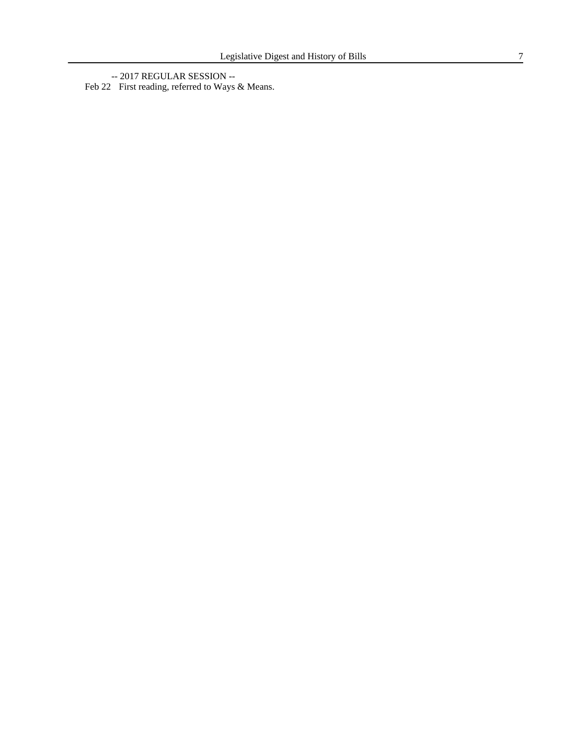-- 2017 REGULAR SESSION --

Feb 22 First reading, referred to Ways & Means.